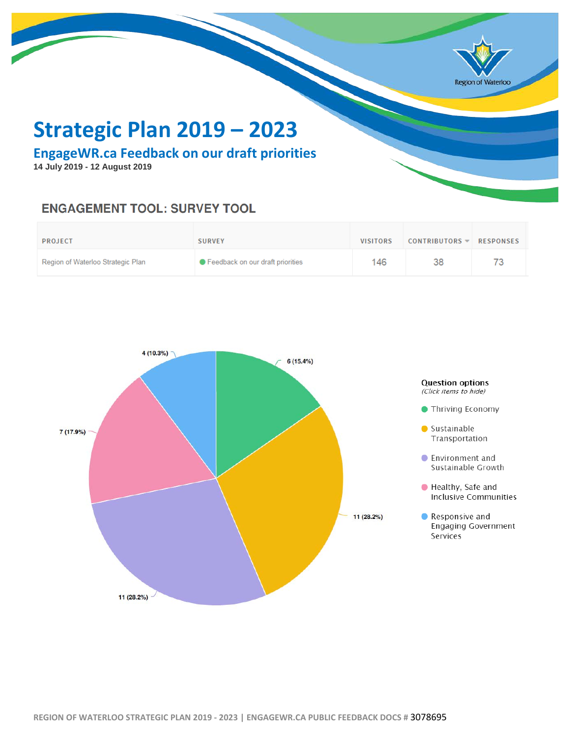# Strategic Plan 2019 – 2023

## EngageWR.ca Feedback on our draft priorities

**14 July 2019 - 12 August 2019**

### ENGAGEMENT TOOL: SURVEY TOOL

| PROJECT | SURVEY | VISITORS | CONTRIBUTORS | RESPONSES |
|---|---|---|---|---|
| Region of Waterloo Strategic Plan | Feedback on our draft priorities | 146 | 38 | 73 |

Question options
*(Click items to hide)*

- Thriving Economy: 6 (15.4%)
- Sustainable Transportation: 11 (28.2%)
- Environment and Sustainable Growth: 11 (28.2%)
- Healthy, Safe and Inclusive Communities: 7 (17.9%)
- Responsive and Engaging Government Services: 4 (10.3%)

REGION OF WATERLOO STRATEGIC PLAN 2019 - 2023 | ENGAGEWR.CA PUBLIC FEEDBACK DOCS # 3078695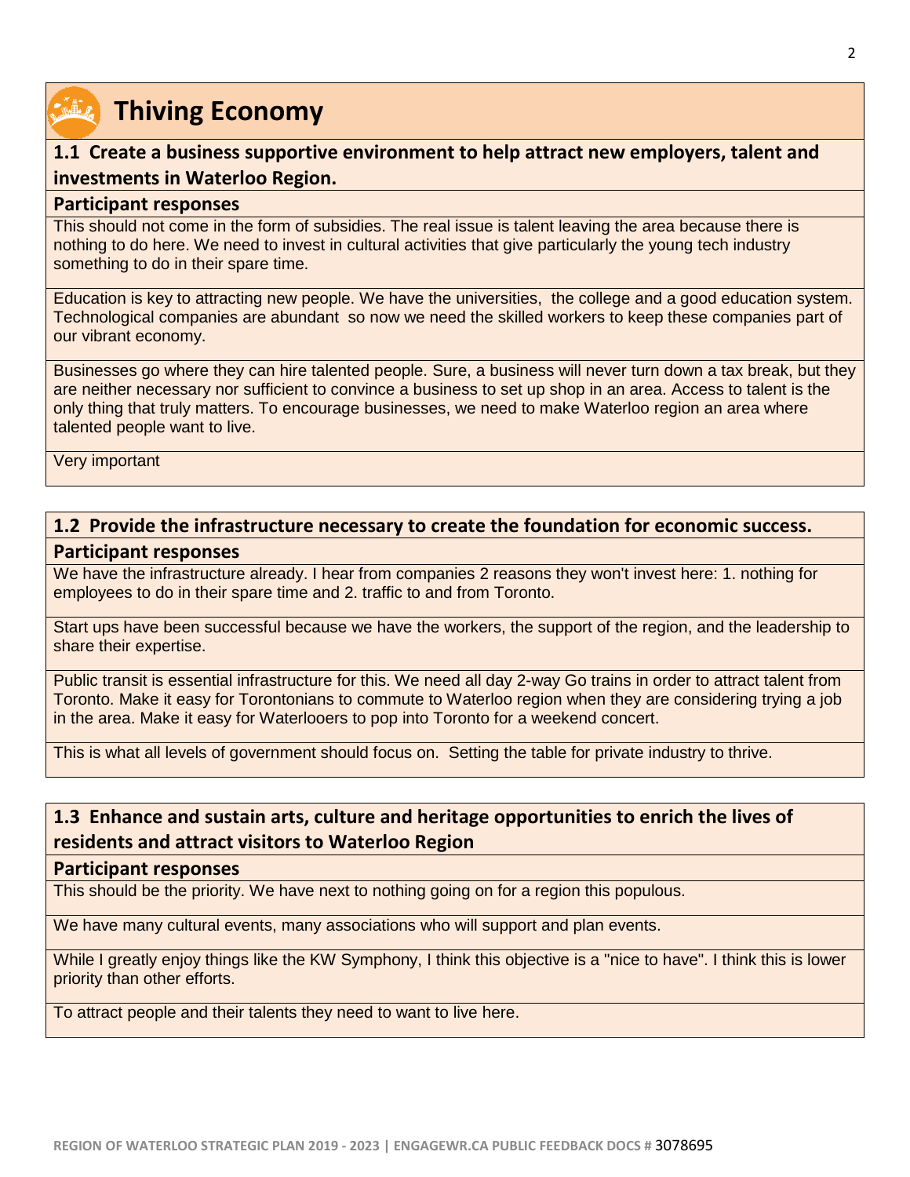# Thiving Economy

## 1.1 Create a business supportive environment to help attract new employers, talent and investments in Waterloo Region.

### Participant responses

This should not come in the form of subsidies. The real issue is talent leaving the area because there is nothing to do here. We need to invest in cultural activities that give particularly the young tech industry something to do in their spare time.

Education is key to attracting new people. We have the universities, the college and a good education system. Technological companies are abundant so now we need the skilled workers to keep these companies part of our vibrant economy.

Businesses go where they can hire talented people. Sure, a business will never turn down a tax break, but they are neither necessary nor sufficient to convince a business to set up shop in an area. Access to talent is the only thing that truly matters. To encourage businesses, we need to make Waterloo region an area where talented people want to live.

Very important

## 1.2 Provide the infrastructure necessary to create the foundation for economic success.

### Participant responses

We have the infrastructure already. I hear from companies 2 reasons they won't invest here: 1. nothing for employees to do in their spare time and 2. traffic to and from Toronto.

Start ups have been successful because we have the workers, the support of the region, and the leadership to share their expertise.

Public transit is essential infrastructure for this. We need all day 2-way Go trains in order to attract talent from Toronto. Make it easy for Torontonians to commute to Waterloo region when they are considering trying a job in the area. Make it easy for Waterlooers to pop into Toronto for a weekend concert.

This is what all levels of government should focus on. Setting the table for private industry to thrive.

## 1.3 Enhance and sustain arts, culture and heritage opportunities to enrich the lives of residents and attract visitors to Waterloo Region

### Participant responses

This should be the priority. We have next to nothing going on for a region this populous.

We have many cultural events, many associations who will support and plan events.

While I greatly enjoy things like the KW Symphony, I think this objective is a "nice to have". I think this is lower priority than other efforts.

To attract people and their talents they need to want to live here.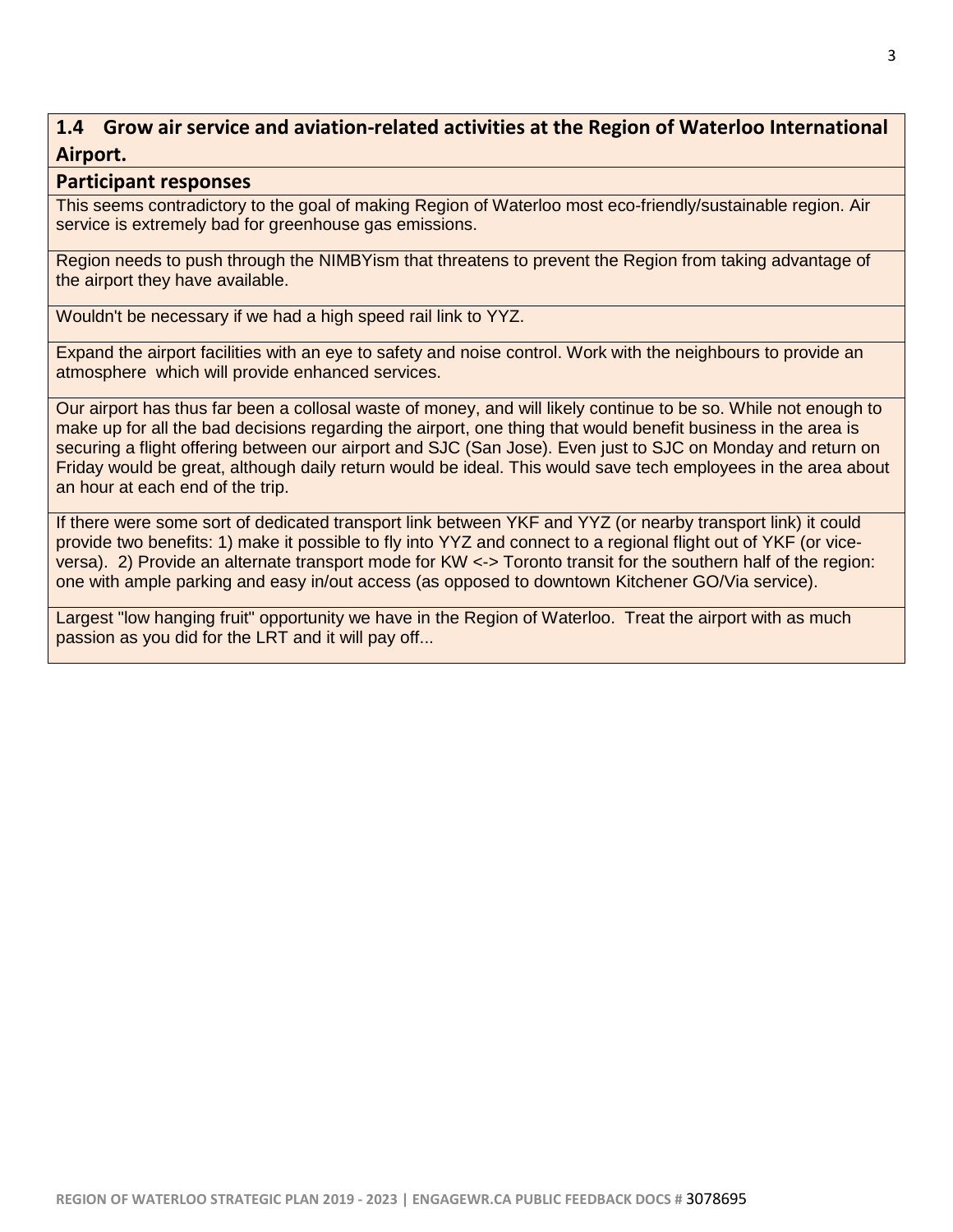## 1.4 Grow air service and aviation-related activities at the Region of Waterloo International Airport.

### Participant responses

This seems contradictory to the goal of making Region of Waterloo most eco-friendly/sustainable region. Air service is extremely bad for greenhouse gas emissions.

Region needs to push through the NIMBYism that threatens to prevent the Region from taking advantage of the airport they have available.

Wouldn't be necessary if we had a high speed rail link to YYZ.

Expand the airport facilities with an eye to safety and noise control. Work with the neighbours to provide an atmosphere which will provide enhanced services.

Our airport has thus far been a collosal waste of money, and will likely continue to be so. While not enough to make up for all the bad decisions regarding the airport, one thing that would benefit business in the area is securing a flight offering between our airport and SJC (San Jose). Even just to SJC on Monday and return on Friday would be great, although daily return would be ideal. This would save tech employees in the area about an hour at each end of the trip.

If there were some sort of dedicated transport link between YKF and YYZ (or nearby transport link) it could provide two benefits: 1) make it possible to fly into YYZ and connect to a regional flight out of YKF (or vice-versa). 2) Provide an alternate transport mode for KW <-> Toronto transit for the southern half of the region: one with ample parking and easy in/out access (as opposed to downtown Kitchener GO/Via service).

Largest "low hanging fruit" opportunity we have in the Region of Waterloo. Treat the airport with as much passion as you did for the LRT and it will pay off...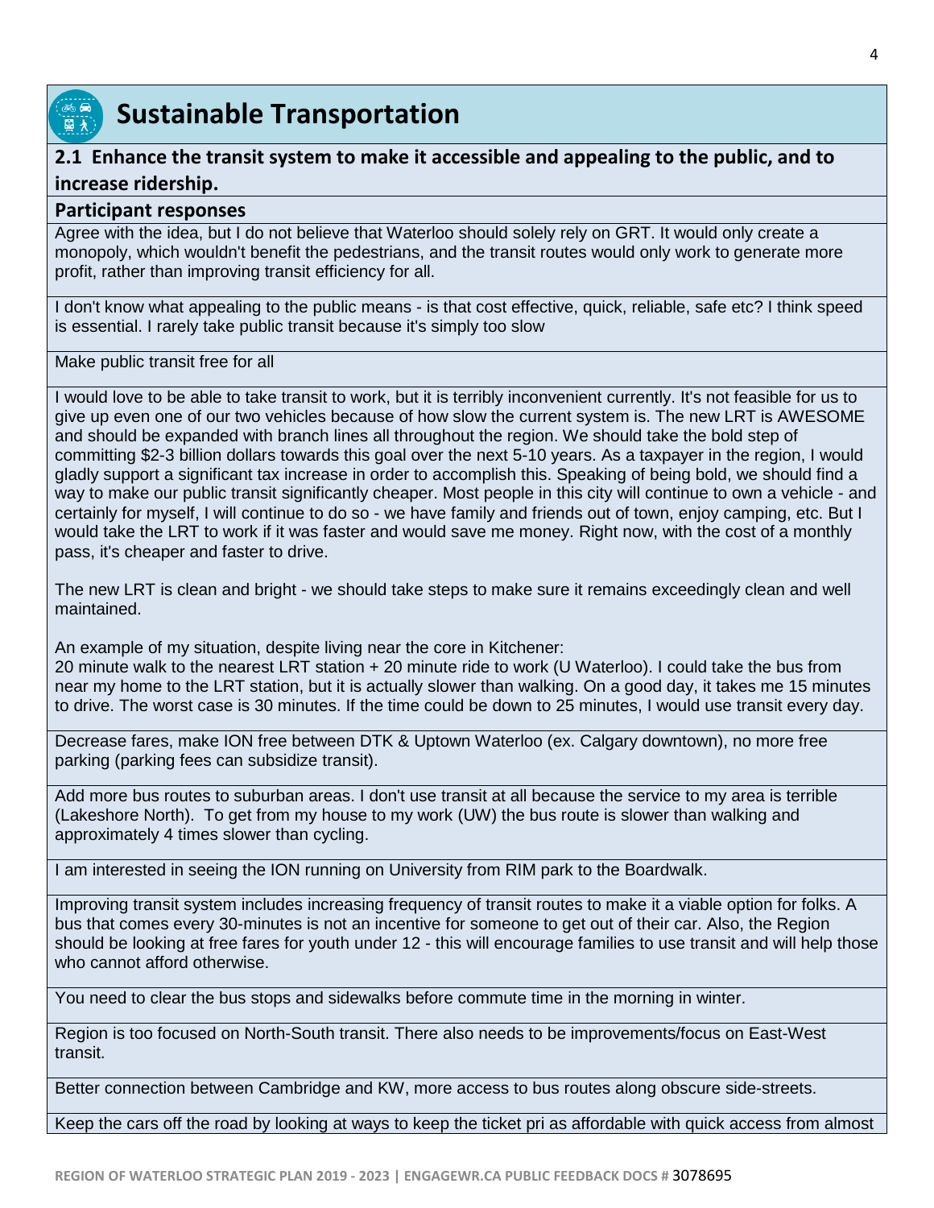## Sustainable Transportation

### 2.1 Enhance the transit system to make it accessible and appealing to the public, and to increase ridership.

**Participant responses**

Agree with the idea, but I do not believe that Waterloo should solely rely on GRT. It would only create a monopoly, which wouldn't benefit the pedestrians, and the transit routes would only work to generate more profit, rather than improving transit efficiency for all.

I don't know what appealing to the public means - is that cost effective, quick, reliable, safe etc? I think speed is essential. I rarely take public transit because it's simply too slow

Make public transit free for all

I would love to be able to take transit to work, but it is terribly inconvenient currently. It's not feasible for us to give up even one of our two vehicles because of how slow the current system is. The new LRT is AWESOME and should be expanded with branch lines all throughout the region. We should take the bold step of committing $2-3 billion dollars towards this goal over the next 5-10 years. As a taxpayer in the region, I would gladly support a significant tax increase in order to accomplish this. Speaking of being bold, we should find a way to make our public transit significantly cheaper. Most people in this city will continue to own a vehicle - and certainly for myself, I will continue to do so - we have family and friends out of town, enjoy camping, etc. But I would take the LRT to work if it was faster and would save me money. Right now, with the cost of a monthly pass, it's cheaper and faster to drive.

The new LRT is clean and bright - we should take steps to make sure it remains exceedingly clean and well maintained.

An example of my situation, despite living near the core in Kitchener:
20 minute walk to the nearest LRT station + 20 minute ride to work (U Waterloo). I could take the bus from near my home to the LRT station, but it is actually slower than walking. On a good day, it takes me 15 minutes to drive. The worst case is 30 minutes. If the time could be down to 25 minutes, I would use transit every day.

Decrease fares, make ION free between DTK & Uptown Waterloo (ex. Calgary downtown), no more free parking (parking fees can subsidize transit).

Add more bus routes to suburban areas. I don't use transit at all because the service to my area is terrible (Lakeshore North). To get from my house to my work (UW) the bus route is slower than walking and approximately 4 times slower than cycling.

I am interested in seeing the ION running on University from RIM park to the Boardwalk.

Improving transit system includes increasing frequency of transit routes to make it a viable option for folks. A bus that comes every 30-minutes is not an incentive for someone to get out of their car. Also, the Region should be looking at free fares for youth under 12 - this will encourage families to use transit and will help those who cannot afford otherwise.

You need to clear the bus stops and sidewalks before commute time in the morning in winter.

Region is too focused on North-South transit. There also needs to be improvements/focus on East-West transit.

Better connection between Cambridge and KW, more access to bus routes along obscure side-streets.

Keep the cars off the road by looking at ways to keep the ticket pri as affordable with quick access from almost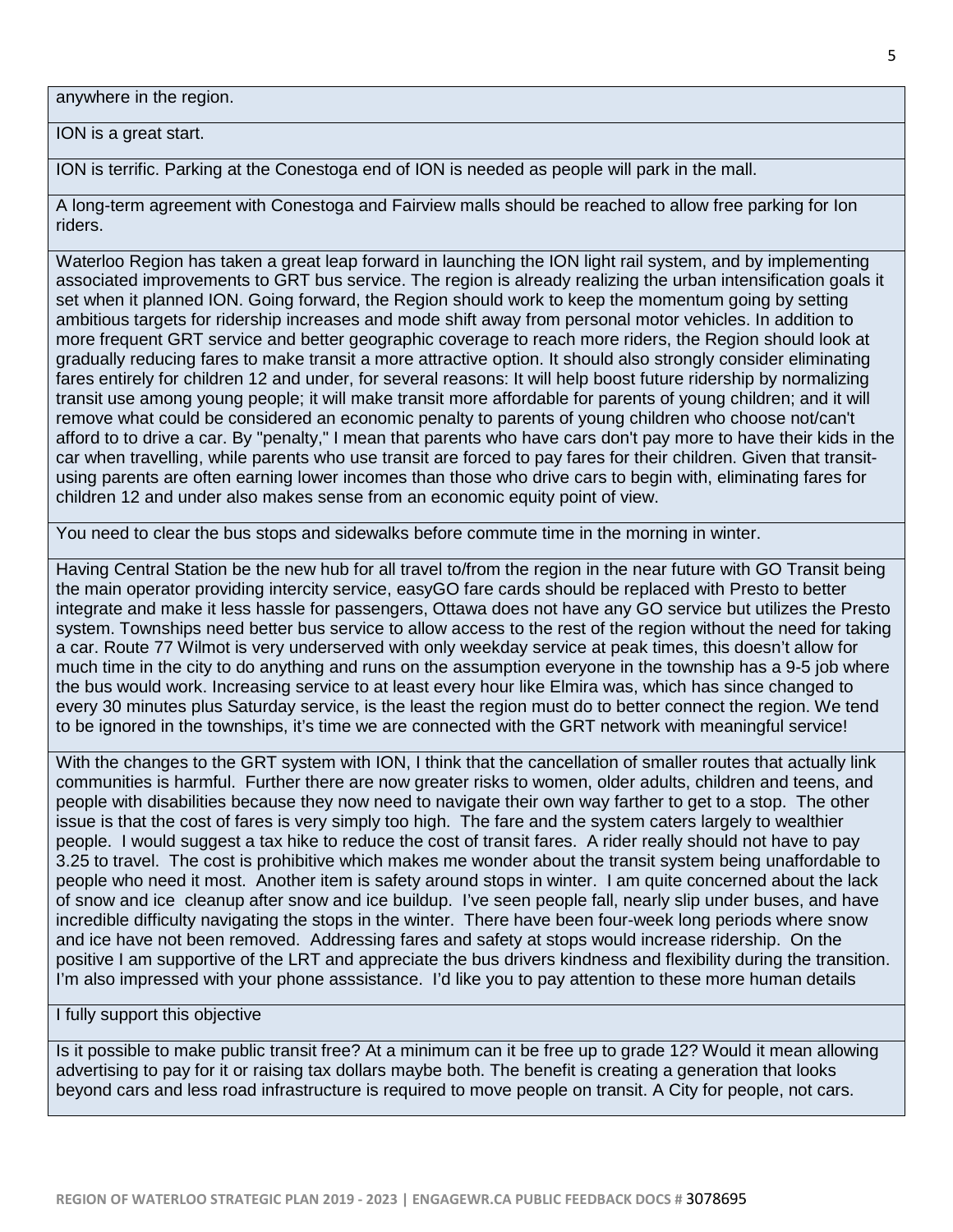| |
|---|
| anywhere in the region. |
| ION is a great start. |
| ION is terrific. Parking at the Conestoga end of ION is needed as people will park in the mall. |
| A long-term agreement with Conestoga and Fairview malls should be reached to allow free parking for Ion riders. |
| Waterloo Region has taken a great leap forward in launching the ION light rail system, and by implementing associated improvements to GRT bus service. The region is already realizing the urban intensification goals it set when it planned ION. Going forward, the Region should work to keep the momentum going by setting ambitious targets for ridership increases and mode shift away from personal motor vehicles. In addition to more frequent GRT service and better geographic coverage to reach more riders, the Region should look at gradually reducing fares to make transit a more attractive option. It should also strongly consider eliminating fares entirely for children 12 and under, for several reasons: It will help boost future ridership by normalizing transit use among young people; it will make transit more affordable for parents of young children; and it will remove what could be considered an economic penalty to parents of young children who choose not/can't afford to to drive a car. By "penalty," I mean that parents who have cars don't pay more to have their kids in the car when travelling, while parents who use transit are forced to pay fares for their children. Given that transit-using parents are often earning lower incomes than those who drive cars to begin with, eliminating fares for children 12 and under also makes sense from an economic equity point of view. |
| You need to clear the bus stops and sidewalks before commute time in the morning in winter. |
| Having Central Station be the new hub for all travel to/from the region in the near future with GO Transit being the main operator providing intercity service, easyGO fare cards should be replaced with Presto to better integrate and make it less hassle for passengers, Ottawa does not have any GO service but utilizes the Presto system. Townships need better bus service to allow access to the rest of the region without the need for taking a car. Route 77 Wilmot is very underserved with only weekday service at peak times, this doesn't allow for much time in the city to do anything and runs on the assumption everyone in the township has a 9-5 job where the bus would work. Increasing service to at least every hour like Elmira was, which has since changed to every 30 minutes plus Saturday service, is the least the region must do to better connect the region. We tend to be ignored in the townships, it's time we are connected with the GRT network with meaningful service! |
| With the changes to the GRT system with ION, I think that the cancellation of smaller routes that actually link communities is harmful. Further there are now greater risks to women, older adults, children and teens, and people with disabilities because they now need to navigate their own way farther to get to a stop. The other issue is that the cost of fares is very simply too high. The fare and the system caters largely to wealthier people. I would suggest a tax hike to reduce the cost of transit fares. A rider really should not have to pay 3.25 to travel. The cost is prohibitive which makes me wonder about the transit system being unaffordable to people who need it most. Another item is safety around stops in winter. I am quite concerned about the lack of snow and ice cleanup after snow and ice buildup. I've seen people fall, nearly slip under buses, and have incredible difficulty navigating the stops in the winter. There have been four-week long periods where snow and ice have not been removed. Addressing fares and safety at stops would increase ridership. On the positive I am supportive of the LRT and appreciate the bus drivers kindness and flexibility during the transition. I'm also impressed with your phone asssistance. I'd like you to pay attention to these more human details |
| I fully support this objective |
| Is it possible to make public transit free? At a minimum can it be free up to grade 12? Would it mean allowing advertising to pay for it or raising tax dollars maybe both. The benefit is creating a generation that looks beyond cars and less road infrastructure is required to move people on transit. A City for people, not cars. |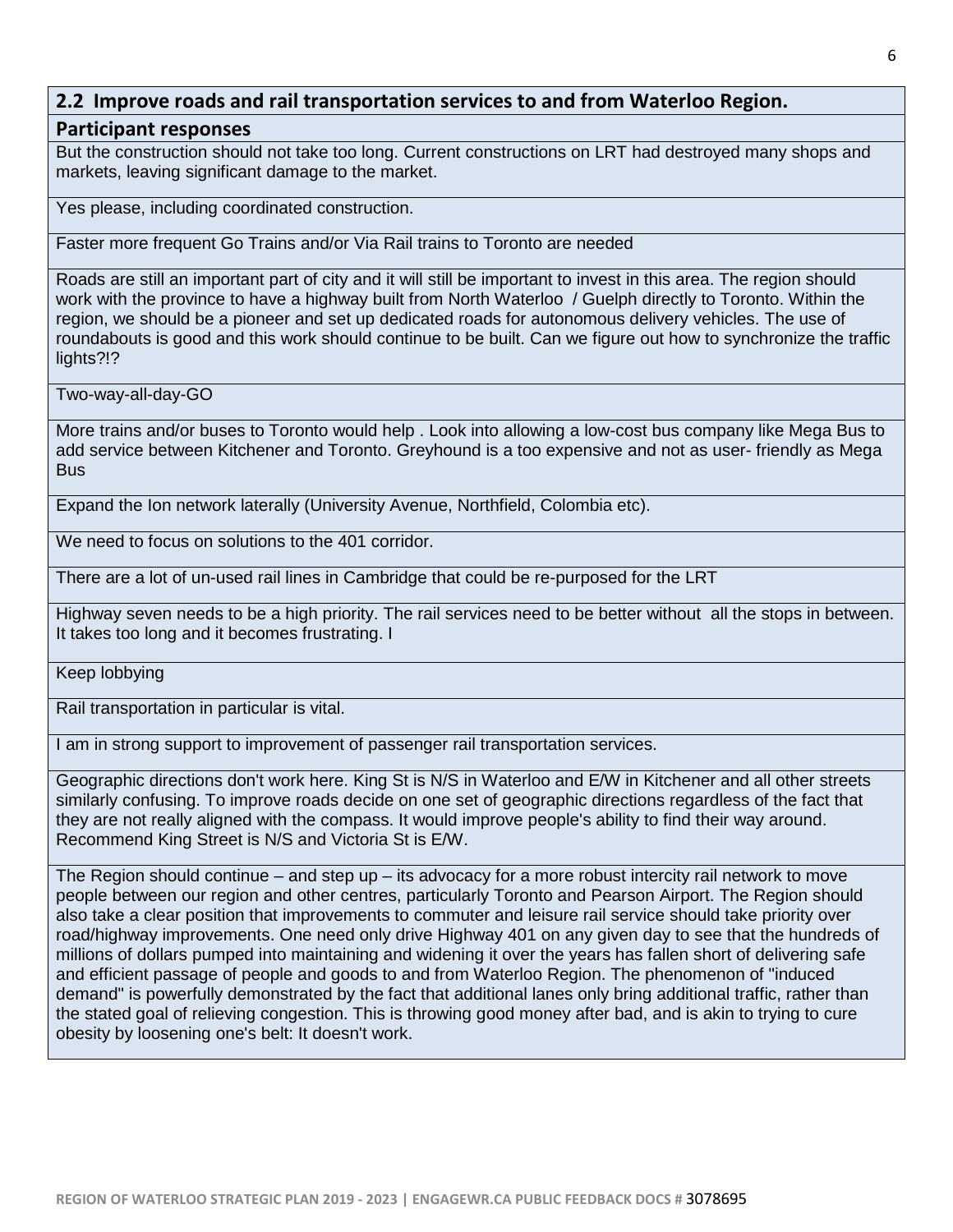## 2.2 Improve roads and rail transportation services to and from Waterloo Region.

| Participant responses |
|---|
| But the construction should not take too long. Current constructions on LRT had destroyed many shops and markets, leaving significant damage to the market. |
| Yes please, including coordinated construction. |
| Faster more frequent Go Trains and/or Via Rail trains to Toronto are needed |
| Roads are still an important part of city and it will still be important to invest in this area. The region should work with the province to have a highway built from North Waterloo / Guelph directly to Toronto. Within the region, we should be a pioneer and set up dedicated roads for autonomous delivery vehicles. The use of roundabouts is good and this work should continue to be built. Can we figure out how to synchronize the traffic lights?!? |
| Two-way-all-day-GO |
| More trains and/or buses to Toronto would help . Look into allowing a low-cost bus company like Mega Bus to add service between Kitchener and Toronto. Greyhound is a too expensive and not as user- friendly as Mega Bus |
| Expand the Ion network laterally (University Avenue, Northfield, Colombia etc). |
| We need to focus on solutions to the 401 corridor. |
| There are a lot of un-used rail lines in Cambridge that could be re-purposed for the LRT |
| Highway seven needs to be a high priority. The rail services need to be better without all the stops in between. It takes too long and it becomes frustrating. I |
| Keep lobbying |
| Rail transportation in particular is vital. |
| I am in strong support to improvement of passenger rail transportation services. |
| Geographic directions don't work here. King St is N/S in Waterloo and E/W in Kitchener and all other streets similarly confusing. To improve roads decide on one set of geographic directions regardless of the fact that they are not really aligned with the compass. It would improve people's ability to find their way around. Recommend King Street is N/S and Victoria St is E/W. |
| The Region should continue – and step up – its advocacy for a more robust intercity rail network to move people between our region and other centres, particularly Toronto and Pearson Airport. The Region should also take a clear position that improvements to commuter and leisure rail service should take priority over road/highway improvements. One need only drive Highway 401 on any given day to see that the hundreds of millions of dollars pumped into maintaining and widening it over the years has fallen short of delivering safe and efficient passage of people and goods to and from Waterloo Region. The phenomenon of "induced demand" is powerfully demonstrated by the fact that additional lanes only bring additional traffic, rather than the stated goal of relieving congestion. This is throwing good money after bad, and is akin to trying to cure obesity by loosening one's belt: It doesn't work. |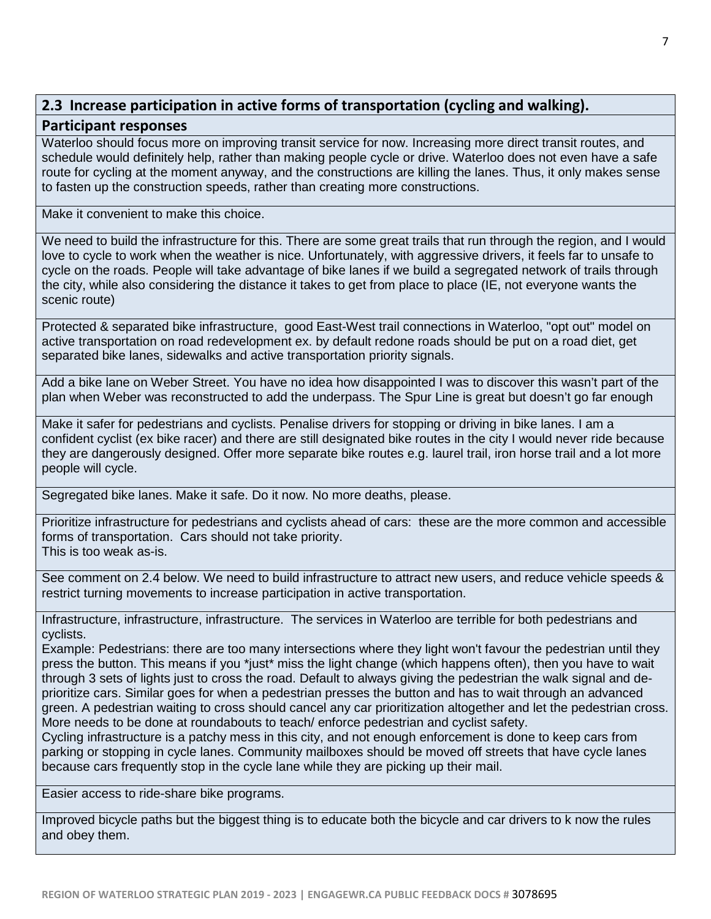| 2.3 Increase participation in active forms of transportation (cycling and walking). |
|---|
| **Participant responses** |
| Waterloo should focus more on improving transit service for now. Increasing more direct transit routes, and schedule would definitely help, rather than making people cycle or drive. Waterloo does not even have a safe route for cycling at the moment anyway, and the constructions are killing the lanes. Thus, it only makes sense to fasten up the construction speeds, rather than creating more constructions. |
| Make it convenient to make this choice. |
| We need to build the infrastructure for this. There are some great trails that run through the region, and I would love to cycle to work when the weather is nice. Unfortunately, with aggressive drivers, it feels far to unsafe to cycle on the roads. People will take advantage of bike lanes if we build a segregated network of trails through the city, while also considering the distance it takes to get from place to place (IE, not everyone wants the scenic route) |
| Protected & separated bike infrastructure, good East-West trail connections in Waterloo, "opt out" model on active transportation on road redevelopment ex. by default redone roads should be put on a road diet, get separated bike lanes, sidewalks and active transportation priority signals. |
| Add a bike lane on Weber Street. You have no idea how disappointed I was to discover this wasn't part of the plan when Weber was reconstructed to add the underpass. The Spur Line is great but doesn't go far enough |
| Make it safer for pedestrians and cyclists. Penalise drivers for stopping or driving in bike lanes. I am a confident cyclist (ex bike racer) and there are still designated bike routes in the city I would never ride because they are dangerously designed. Offer more separate bike routes e.g. laurel trail, iron horse trail and a lot more people will cycle. |
| Segregated bike lanes. Make it safe. Do it now. No more deaths, please. |
| Prioritize infrastructure for pedestrians and cyclists ahead of cars: these are the more common and accessible forms of transportation. Cars should not take priority.<br>This is too weak as-is. |
| See comment on 2.4 below. We need to build infrastructure to attract new users, and reduce vehicle speeds & restrict turning movements to increase participation in active transportation. |
| Infrastructure, infrastructure, infrastructure. The services in Waterloo are terrible for both pedestrians and cyclists.<br>Example: Pedestrians: there are too many intersections where they light won't favour the pedestrian until they press the button. This means if you *just* miss the light change (which happens often), then you have to wait through 3 sets of lights just to cross the road. Default to always giving the pedestrian the walk signal and de-prioritize cars. Similar goes for when a pedestrian presses the button and has to wait through an advanced green. A pedestrian waiting to cross should cancel any car prioritization altogether and let the pedestrian cross. More needs to be done at roundabouts to teach/ enforce pedestrian and cyclist safety.<br>Cycling infrastructure is a patchy mess in this city, and not enough enforcement is done to keep cars from parking or stopping in cycle lanes. Community mailboxes should be moved off streets that have cycle lanes because cars frequently stop in the cycle lane while they are picking up their mail. |
| Easier access to ride-share bike programs. |
| Improved bicycle paths but the biggest thing is to educate both the bicycle and car drivers to k now the rules and obey them. |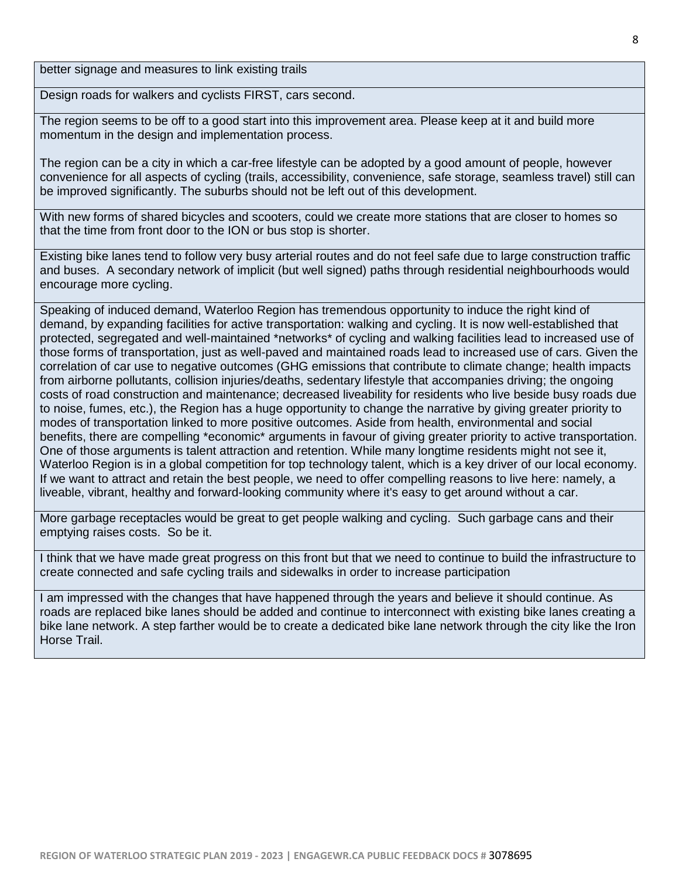| |
|---|
| better signage and measures to link existing trails |
| Design roads for walkers and cyclists FIRST, cars second. |
| The region seems to be off to a good start into this improvement area. Please keep at it and build more momentum in the design and implementation process.<br><br>The region can be a city in which a car-free lifestyle can be adopted by a good amount of people, however convenience for all aspects of cycling (trails, accessibility, convenience, safe storage, seamless travel) still can be improved significantly. The suburbs should not be left out of this development. |
| With new forms of shared bicycles and scooters, could we create more stations that are closer to homes so that the time from front door to the ION or bus stop is shorter. |
| Existing bike lanes tend to follow very busy arterial routes and do not feel safe due to large construction traffic and buses. A secondary network of implicit (but well signed) paths through residential neighbourhoods would encourage more cycling. |
| Speaking of induced demand, Waterloo Region has tremendous opportunity to induce the right kind of demand, by expanding facilities for active transportation: walking and cycling. It is now well-established that protected, segregated and well-maintained *networks* of cycling and walking facilities lead to increased use of those forms of transportation, just as well-paved and maintained roads lead to increased use of cars. Given the correlation of car use to negative outcomes (GHG emissions that contribute to climate change; health impacts from airborne pollutants, collision injuries/deaths, sedentary lifestyle that accompanies driving; the ongoing costs of road construction and maintenance; decreased liveability for residents who live beside busy roads due to noise, fumes, etc.), the Region has a huge opportunity to change the narrative by giving greater priority to modes of transportation linked to more positive outcomes. Aside from health, environmental and social benefits, there are compelling *economic* arguments in favour of giving greater priority to active transportation. One of those arguments is talent attraction and retention. While many longtime residents might not see it, Waterloo Region is in a global competition for top technology talent, which is a key driver of our local economy. If we want to attract and retain the best people, we need to offer compelling reasons to live here: namely, a liveable, vibrant, healthy and forward-looking community where it's easy to get around without a car. |
| More garbage receptacles would be great to get people walking and cycling. Such garbage cans and their emptying raises costs. So be it. |
| I think that we have made great progress on this front but that we need to continue to build the infrastructure to create connected and safe cycling trails and sidewalks in order to increase participation |
| I am impressed with the changes that have happened through the years and believe it should continue. As roads are replaced bike lanes should be added and continue to interconnect with existing bike lanes creating a bike lane network. A step farther would be to create a dedicated bike lane network through the city like the Iron Horse Trail. |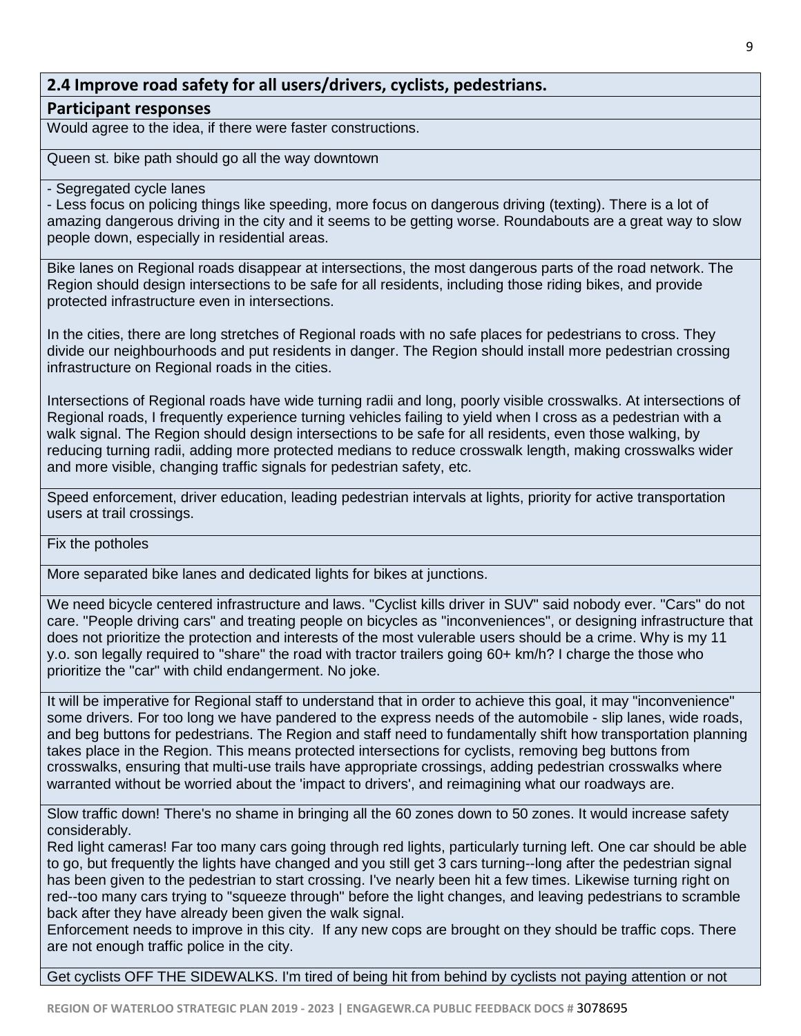| 2.4 Improve road safety for all users/drivers, cyclists, pedestrians. |
| --- |
| **Participant responses** |
| Would agree to the idea, if there were faster constructions. |
| Queen st. bike path should go all the way downtown |
| - Segregated cycle lanes<br>- Less focus on policing things like speeding, more focus on dangerous driving (texting). There is a lot of amazing dangerous driving in the city and it seems to be getting worse. Roundabouts are a great way to slow people down, especially in residential areas. |
| Bike lanes on Regional roads disappear at intersections, the most dangerous parts of the road network. The Region should design intersections to be safe for all residents, including those riding bikes, and provide protected infrastructure even in intersections.<br><br>In the cities, there are long stretches of Regional roads with no safe places for pedestrians to cross. They divide our neighbourhoods and put residents in danger. The Region should install more pedestrian crossing infrastructure on Regional roads in the cities.<br><br>Intersections of Regional roads have wide turning radii and long, poorly visible crosswalks. At intersections of Regional roads, I frequently experience turning vehicles failing to yield when I cross as a pedestrian with a walk signal. The Region should design intersections to be safe for all residents, even those walking, by reducing turning radii, adding more protected medians to reduce crosswalk length, making crosswalks wider and more visible, changing traffic signals for pedestrian safety, etc. |
| Speed enforcement, driver education, leading pedestrian intervals at lights, priority for active transportation users at trail crossings. |
| Fix the potholes |
| More separated bike lanes and dedicated lights for bikes at junctions. |
| We need bicycle centered infrastructure and laws. "Cyclist kills driver in SUV" said nobody ever. "Cars" do not care. "People driving cars" and treating people on bicycles as "inconveniences", or designing infrastructure that does not prioritize the protection and interests of the most vulerable users should be a crime. Why is my 11 y.o. son legally required to "share" the road with tractor trailers going 60+ km/h? I charge the those who prioritize the "car" with child endangerment. No joke. |
| It will be imperative for Regional staff to understand that in order to achieve this goal, it may "inconvenience" some drivers. For too long we have pandered to the express needs of the automobile - slip lanes, wide roads, and beg buttons for pedestrians. The Region and staff need to fundamentally shift how transportation planning takes place in the Region. This means protected intersections for cyclists, removing beg buttons from crosswalks, ensuring that multi-use trails have appropriate crossings, adding pedestrian crosswalks where warranted without be worried about the 'impact to drivers', and reimagining what our roadways are. |
| Slow traffic down! There's no shame in bringing all the 60 zones down to 50 zones. It would increase safety considerably.<br>Red light cameras! Far too many cars going through red lights, particularly turning left. One car should be able to go, but frequently the lights have changed and you still get 3 cars turning--long after the pedestrian signal has been given to the pedestrian to start crossing. I've nearly been hit a few times. Likewise turning right on red--too many cars trying to "squeeze through" before the light changes, and leaving pedestrians to scramble back after they have already been given the walk signal.<br>Enforcement needs to improve in this city. If any new cops are brought on they should be traffic cops. There are not enough traffic police in the city. |
| Get cyclists OFF THE SIDEWALKS. I'm tired of being hit from behind by cyclists not paying attention or not |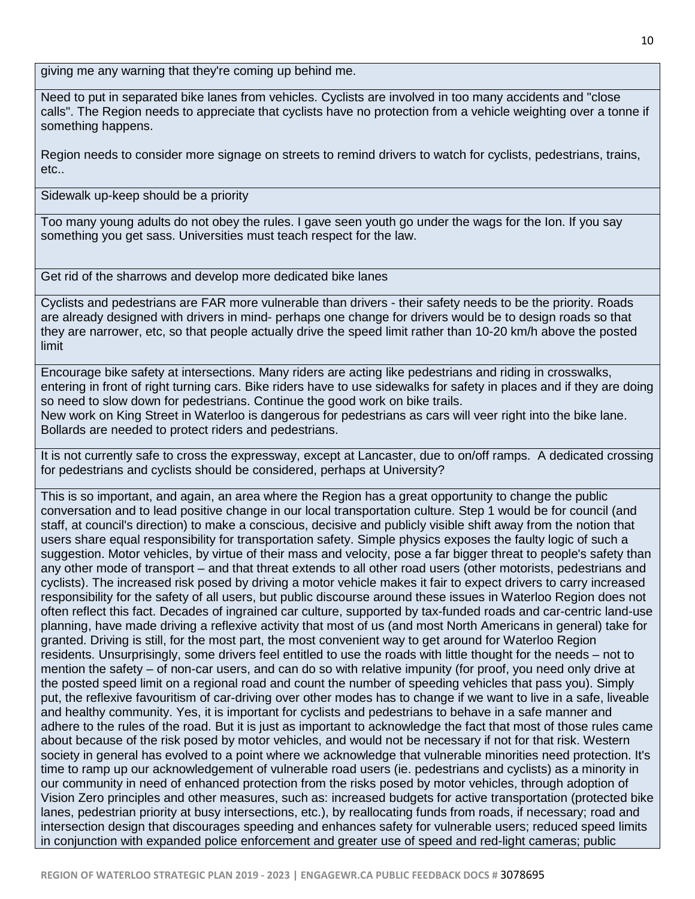giving me any warning that they're coming up behind me.

---

Need to put in separated bike lanes from vehicles. Cyclists are involved in too many accidents and "close calls". The Region needs to appreciate that cyclists have no protection from a vehicle weighting over a tonne if something happens.

Region needs to consider more signage on streets to remind drivers to watch for cyclists, pedestrians, trains, etc..

---

Sidewalk up-keep should be a priority

---

Too many young adults do not obey the rules. I gave seen youth go under the wags for the Ion. If you say something you get sass. Universities must teach respect for the law.

---

Get rid of the sharrows and develop more dedicated bike lanes

---

Cyclists and pedestrians are FAR more vulnerable than drivers - their safety needs to be the priority. Roads are already designed with drivers in mind- perhaps one change for drivers would be to design roads so that they are narrower, etc, so that people actually drive the speed limit rather than 10-20 km/h above the posted limit

---

Encourage bike safety at intersections. Many riders are acting like pedestrians and riding in crosswalks, entering in front of right turning cars. Bike riders have to use sidewalks for safety in places and if they are doing so need to slow down for pedestrians. Continue the good work on bike trails.
New work on King Street in Waterloo is dangerous for pedestrians as cars will veer right into the bike lane. Bollards are needed to protect riders and pedestrians.

---

It is not currently safe to cross the expressway, except at Lancaster, due to on/off ramps. A dedicated crossing for pedestrians and cyclists should be considered, perhaps at University?

---

This is so important, and again, an area where the Region has a great opportunity to change the public conversation and to lead positive change in our local transportation culture. Step 1 would be for council (and staff, at council's direction) to make a conscious, decisive and publicly visible shift away from the notion that users share equal responsibility for transportation safety. Simple physics exposes the faulty logic of such a suggestion. Motor vehicles, by virtue of their mass and velocity, pose a far bigger threat to people's safety than any other mode of transport – and that threat extends to all other road users (other motorists, pedestrians and cyclists). The increased risk posed by driving a motor vehicle makes it fair to expect drivers to carry increased responsibility for the safety of all users, but public discourse around these issues in Waterloo Region does not often reflect this fact. Decades of ingrained car culture, supported by tax-funded roads and car-centric land-use planning, have made driving a reflexive activity that most of us (and most North Americans in general) take for granted. Driving is still, for the most part, the most convenient way to get around for Waterloo Region residents. Unsurprisingly, some drivers feel entitled to use the roads with little thought for the needs – not to mention the safety – of non-car users, and can do so with relative impunity (for proof, you need only drive at the posted speed limit on a regional road and count the number of speeding vehicles that pass you). Simply put, the reflexive favouritism of car-driving over other modes has to change if we want to live in a safe, liveable and healthy community. Yes, it is important for cyclists and pedestrians to behave in a safe manner and adhere to the rules of the road. But it is just as important to acknowledge the fact that most of those rules came about because of the risk posed by motor vehicles, and would not be necessary if not for that risk. Western society in general has evolved to a point where we acknowledge that vulnerable minorities need protection. It's time to ramp up our acknowledgement of vulnerable road users (ie. pedestrians and cyclists) as a minority in our community in need of enhanced protection from the risks posed by motor vehicles, through adoption of Vision Zero principles and other measures, such as: increased budgets for active transportation (protected bike lanes, pedestrian priority at busy intersections, etc.), by reallocating funds from roads, if necessary; road and intersection design that discourages speeding and enhances safety for vulnerable users; reduced speed limits in conjunction with expanded police enforcement and greater use of speed and red-light cameras; public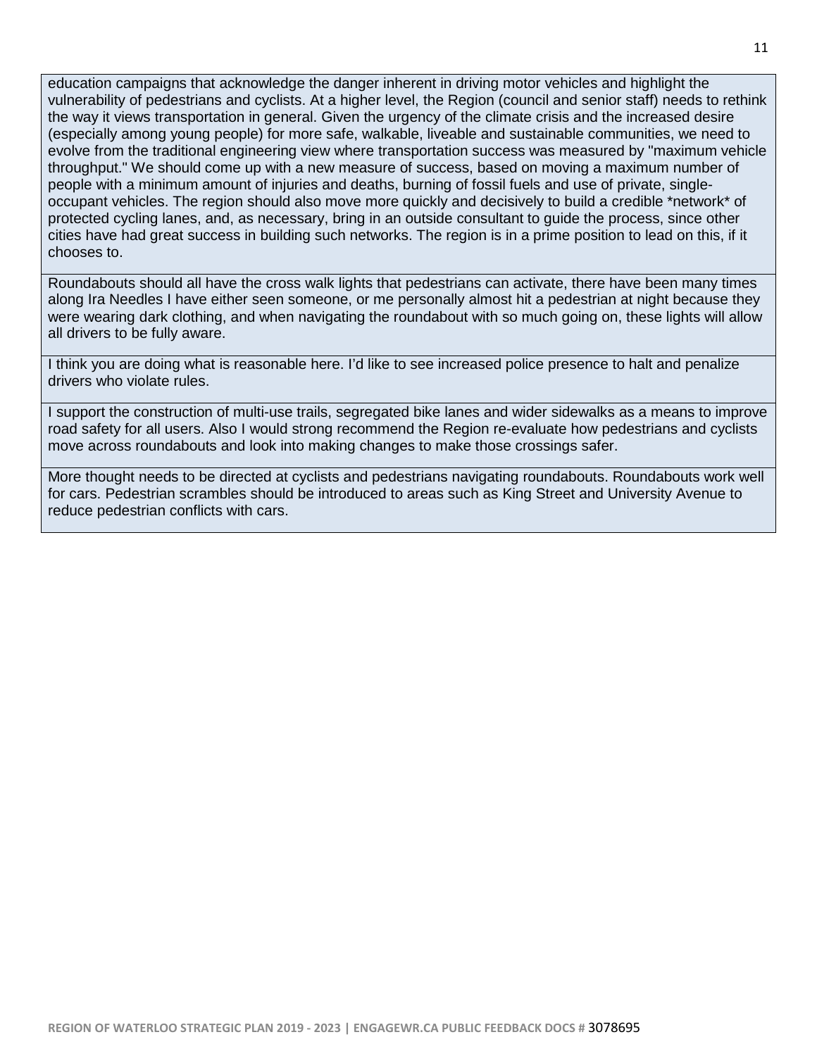| |
|---|
| education campaigns that acknowledge the danger inherent in driving motor vehicles and highlight the vulnerability of pedestrians and cyclists. At a higher level, the Region (council and senior staff) needs to rethink the way it views transportation in general. Given the urgency of the climate crisis and the increased desire (especially among young people) for more safe, walkable, liveable and sustainable communities, we need to evolve from the traditional engineering view where transportation success was measured by "maximum vehicle throughput." We should come up with a new measure of success, based on moving a maximum number of people with a minimum amount of injuries and deaths, burning of fossil fuels and use of private, single-occupant vehicles. The region should also move more quickly and decisively to build a credible *network* of protected cycling lanes, and, as necessary, bring in an outside consultant to guide the process, since other cities have had great success in building such networks. The region is in a prime position to lead on this, if it chooses to. |
| Roundabouts should all have the cross walk lights that pedestrians can activate, there have been many times along Ira Needles I have either seen someone, or me personally almost hit a pedestrian at night because they were wearing dark clothing, and when navigating the roundabout with so much going on, these lights will allow all drivers to be fully aware. |
| I think you are doing what is reasonable here. I'd like to see increased police presence to halt and penalize drivers who violate rules. |
| I support the construction of multi-use trails, segregated bike lanes and wider sidewalks as a means to improve road safety for all users. Also I would strong recommend the Region re-evaluate how pedestrians and cyclists move across roundabouts and look into making changes to make those crossings safer. |
| More thought needs to be directed at cyclists and pedestrians navigating roundabouts. Roundabouts work well for cars. Pedestrian scrambles should be introduced to areas such as King Street and University Avenue to reduce pedestrian conflicts with cars. |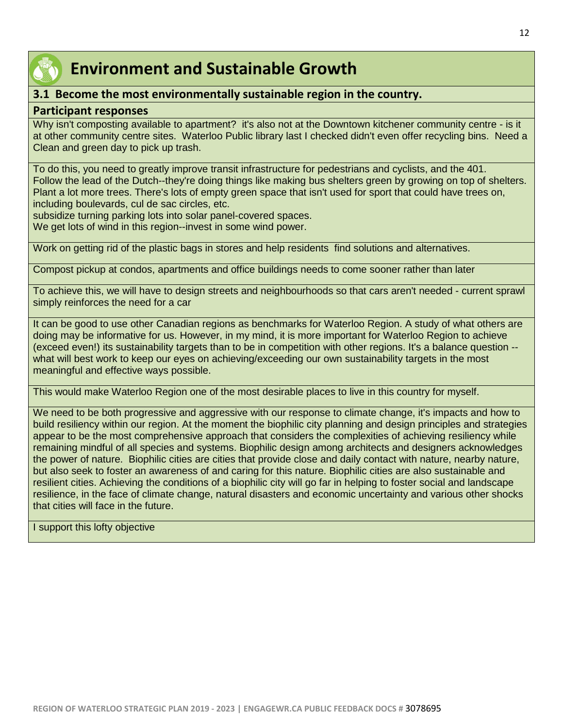# Environment and Sustainable Growth

## 3.1 Become the most environmentally sustainable region in the country.

### Participant responses

Why isn't composting available to apartment? it's also not at the Downtown kitchener community centre - is it at other community centre sites. Waterloo Public library last I checked didn't even offer recycling bins. Need a Clean and green day to pick up trash.

---

To do this, you need to greatly improve transit infrastructure for pedestrians and cyclists, and the 401.
Follow the lead of the Dutch--they're doing things like making bus shelters green by growing on top of shelters.
Plant a lot more trees. There's lots of empty green space that isn't used for sport that could have trees on, including boulevards, cul de sac circles, etc.
subsidize turning parking lots into solar panel-covered spaces.
We get lots of wind in this region--invest in some wind power.

---

Work on getting rid of the plastic bags in stores and help residents find solutions and alternatives.

---

Compost pickup at condos, apartments and office buildings needs to come sooner rather than later

---

To achieve this, we will have to design streets and neighbourhoods so that cars aren't needed - current sprawl simply reinforces the need for a car

---

It can be good to use other Canadian regions as benchmarks for Waterloo Region. A study of what others are doing may be informative for us. However, in my mind, it is more important for Waterloo Region to achieve (exceed even!) its sustainability targets than to be in competition with other regions. It's a balance question -- what will best work to keep our eyes on achieving/exceeding our own sustainability targets in the most meaningful and effective ways possible.

---

This would make Waterloo Region one of the most desirable places to live in this country for myself.

---

We need to be both progressive and aggressive with our response to climate change, it's impacts and how to build resiliency within our region. At the moment the biophilic city planning and design principles and strategies appear to be the most comprehensive approach that considers the complexities of achieving resiliency while remaining mindful of all species and systems. Biophilic design among architects and designers acknowledges the power of nature. Biophilic cities are cities that provide close and daily contact with nature, nearby nature, but also seek to foster an awareness of and caring for this nature. Biophilic cities are also sustainable and resilient cities. Achieving the conditions of a biophilic city will go far in helping to foster social and landscape resilience, in the face of climate change, natural disasters and economic uncertainty and various other shocks that cities will face in the future.

---

I support this lofty objective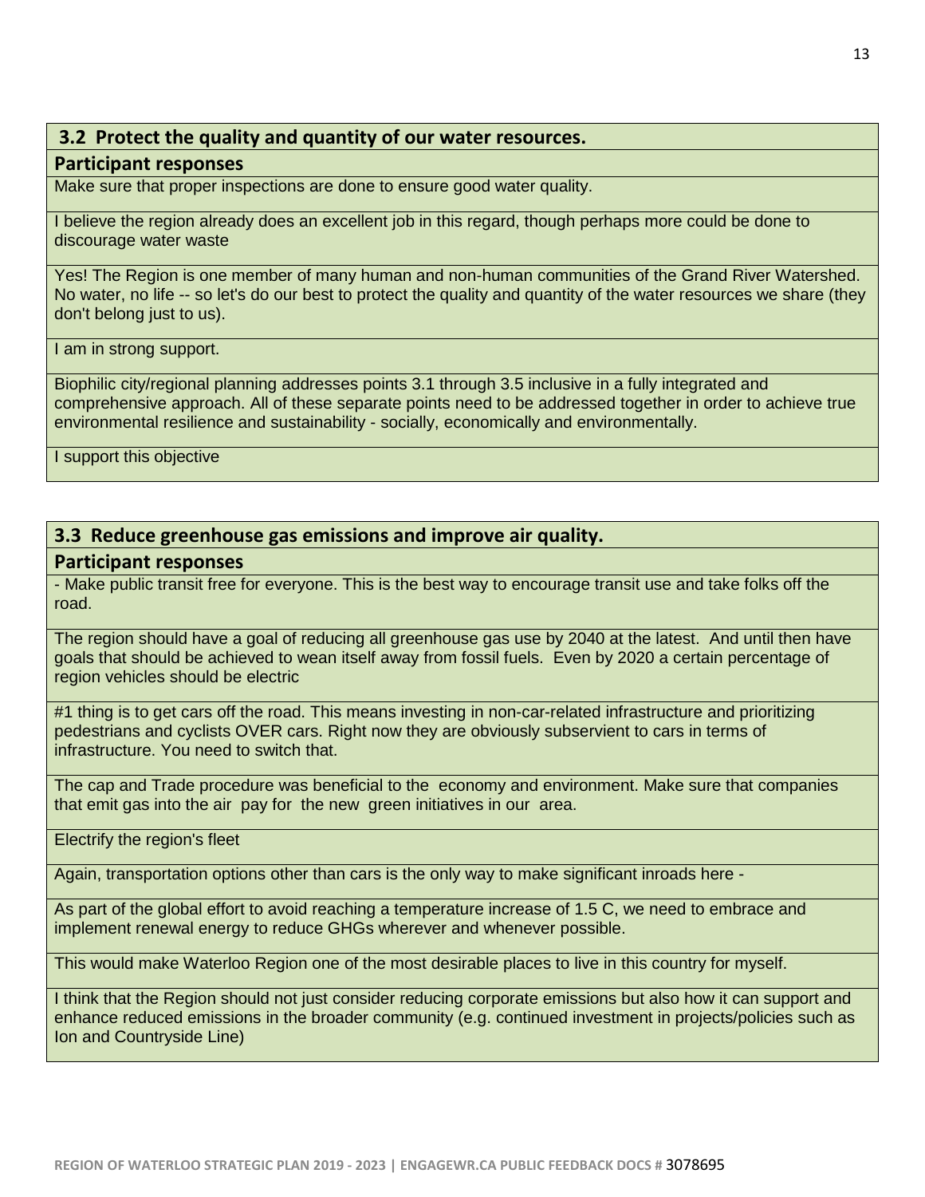| 3.2 Protect the quality and quantity of our water resources. |
|---|
| **Participant responses** |
| Make sure that proper inspections are done to ensure good water quality. |
| I believe the region already does an excellent job in this regard, though perhaps more could be done to discourage water waste |
| Yes! The Region is one member of many human and non-human communities of the Grand River Watershed. No water, no life -- so let's do our best to protect the quality and quantity of the water resources we share (they don't belong just to us). |
| I am in strong support. |
| Biophilic city/regional planning addresses points 3.1 through 3.5 inclusive in a fully integrated and comprehensive approach. All of these separate points need to be addressed together in order to achieve true environmental resilience and sustainability - socially, economically and environmentally. |
| I support this objective |

| 3.3 Reduce greenhouse gas emissions and improve air quality. |
|---|
| **Participant responses** |
| - Make public transit free for everyone. This is the best way to encourage transit use and take folks off the road. |
| The region should have a goal of reducing all greenhouse gas use by 2040 at the latest. And until then have goals that should be achieved to wean itself away from fossil fuels. Even by 2020 a certain percentage of region vehicles should be electric |
| #1 thing is to get cars off the road. This means investing in non-car-related infrastructure and prioritizing pedestrians and cyclists OVER cars. Right now they are obviously subservient to cars in terms of infrastructure. You need to switch that. |
| The cap and Trade procedure was beneficial to the economy and environment. Make sure that companies that emit gas into the air pay for the new green initiatives in our area. |
| Electrify the region's fleet |
| Again, transportation options other than cars is the only way to make significant inroads here - |
| As part of the global effort to avoid reaching a temperature increase of 1.5 C, we need to embrace and implement renewal energy to reduce GHGs wherever and whenever possible. |
| This would make Waterloo Region one of the most desirable places to live in this country for myself. |
| I think that the Region should not just consider reducing corporate emissions but also how it can support and enhance reduced emissions in the broader community (e.g. continued investment in projects/policies such as Ion and Countryside Line) |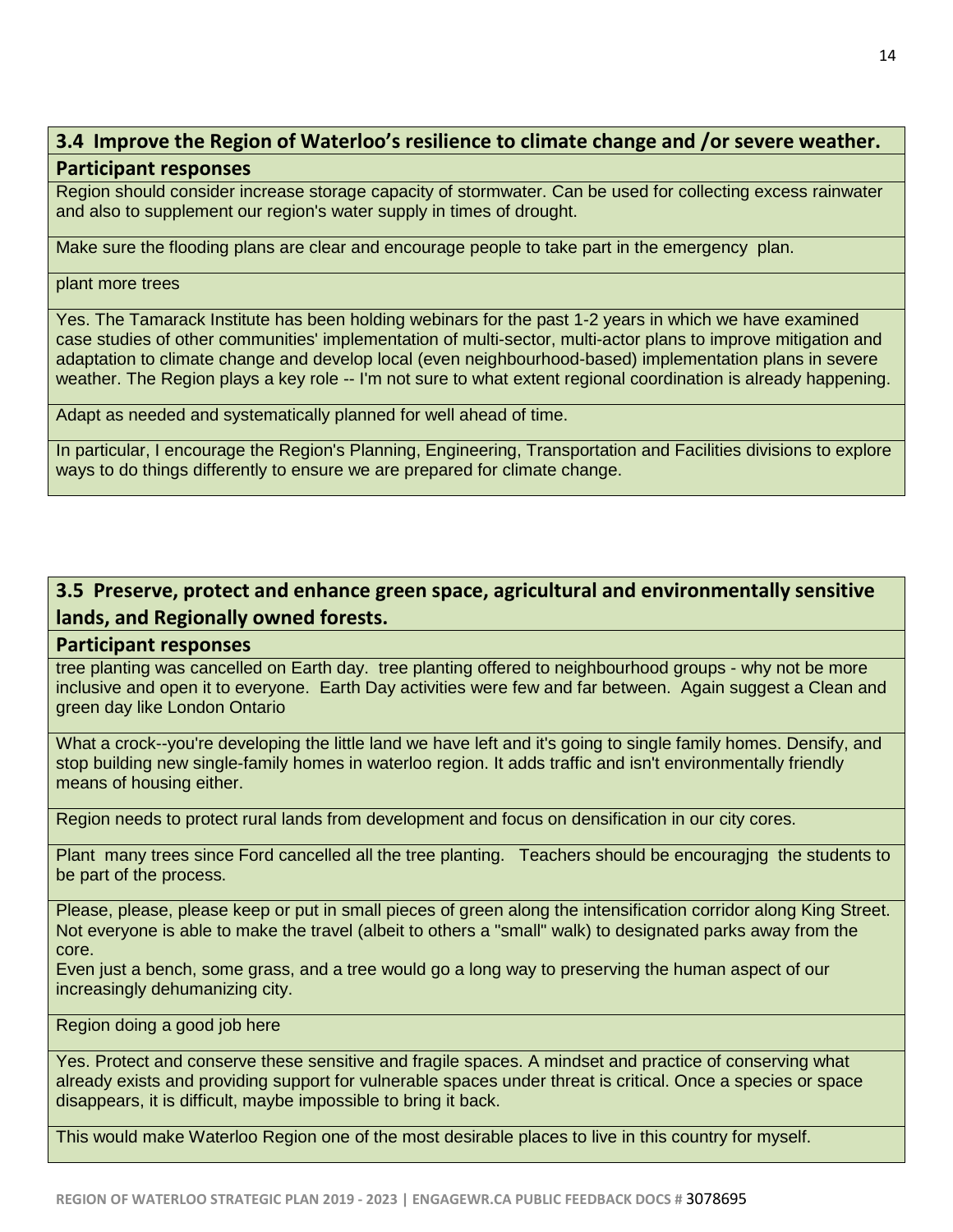## 3.4 Improve the Region of Waterloo's resilience to climate change and /or severe weather.

### Participant responses

Region should consider increase storage capacity of stormwater. Can be used for collecting excess rainwater and also to supplement our region's water supply in times of drought.

Make sure the flooding plans are clear and encourage people to take part in the emergency plan.

plant more trees

Yes. The Tamarack Institute has been holding webinars for the past 1-2 years in which we have examined case studies of other communities' implementation of multi-sector, multi-actor plans to improve mitigation and adaptation to climate change and develop local (even neighbourhood-based) implementation plans in severe weather. The Region plays a key role -- I'm not sure to what extent regional coordination is already happening.

Adapt as needed and systematically planned for well ahead of time.

In particular, I encourage the Region's Planning, Engineering, Transportation and Facilities divisions to explore ways to do things differently to ensure we are prepared for climate change.

## 3.5 Preserve, protect and enhance green space, agricultural and environmentally sensitive lands, and Regionally owned forests.

### Participant responses

tree planting was cancelled on Earth day. tree planting offered to neighbourhood groups - why not be more inclusive and open it to everyone. Earth Day activities were few and far between. Again suggest a Clean and green day like London Ontario

What a crock--you're developing the little land we have left and it's going to single family homes. Densify, and stop building new single-family homes in waterloo region. It adds traffic and isn't environmentally friendly means of housing either.

Region needs to protect rural lands from development and focus on densification in our city cores.

Plant many trees since Ford cancelled all the tree planting. Teachers should be encouragjng the students to be part of the process.

Please, please, please keep or put in small pieces of green along the intensification corridor along King Street. Not everyone is able to make the travel (albeit to others a "small" walk) to designated parks away from the core.
Even just a bench, some grass, and a tree would go a long way to preserving the human aspect of our increasingly dehumanizing city.

Region doing a good job here

Yes. Protect and conserve these sensitive and fragile spaces. A mindset and practice of conserving what already exists and providing support for vulnerable spaces under threat is critical. Once a species or space disappears, it is difficult, maybe impossible to bring it back.

This would make Waterloo Region one of the most desirable places to live in this country for myself.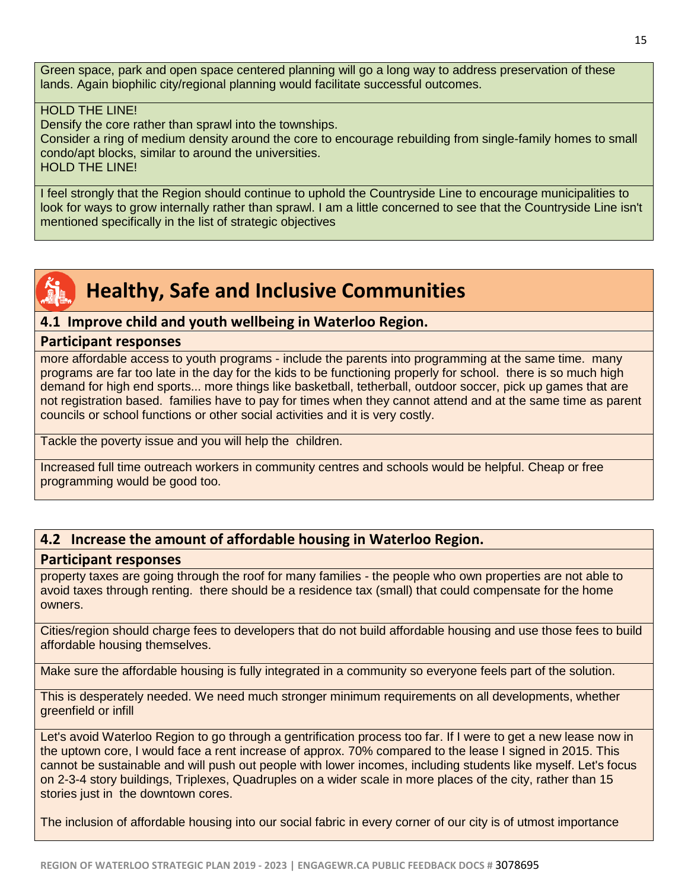Green space, park and open space centered planning will go a long way to address preservation of these lands. Again biophilic city/regional planning would facilitate successful outcomes.

HOLD THE LINE!
Densify the core rather than sprawl into the townships.
Consider a ring of medium density around the core to encourage rebuilding from single-family homes to small condo/apt blocks, similar to around the universities.
HOLD THE LINE!

I feel strongly that the Region should continue to uphold the Countryside Line to encourage municipalities to look for ways to grow internally rather than sprawl. I am a little concerned to see that the Countryside Line isn't mentioned specifically in the list of strategic objectives

# Healthy, Safe and Inclusive Communities

## 4.1 Improve child and youth wellbeing in Waterloo Region.

### Participant responses

more affordable access to youth programs - include the parents into programming at the same time. many programs are far too late in the day for the kids to be functioning properly for school. there is so much high demand for high end sports... more things like basketball, tetherball, outdoor soccer, pick up games that are not registration based. families have to pay for times when they cannot attend and at the same time as parent councils or school functions or other social activities and it is very costly.

Tackle the poverty issue and you will help the children.

Increased full time outreach workers in community centres and schools would be helpful. Cheap or free programming would be good too.

## 4.2 Increase the amount of affordable housing in Waterloo Region.

### Participant responses

property taxes are going through the roof for many families - the people who own properties are not able to avoid taxes through renting. there should be a residence tax (small) that could compensate for the home owners.

Cities/region should charge fees to developers that do not build affordable housing and use those fees to build affordable housing themselves.

Make sure the affordable housing is fully integrated in a community so everyone feels part of the solution.

This is desperately needed. We need much stronger minimum requirements on all developments, whether greenfield or infill

Let's avoid Waterloo Region to go through a gentrification process too far. If I were to get a new lease now in the uptown core, I would face a rent increase of approx. 70% compared to the lease I signed in 2015. This cannot be sustainable and will push out people with lower incomes, including students like myself. Let's focus on 2-3-4 story buildings, Triplexes, Quadruples on a wider scale in more places of the city, rather than 15 stories just in the downtown cores.

The inclusion of affordable housing into our social fabric in every corner of our city is of utmost importance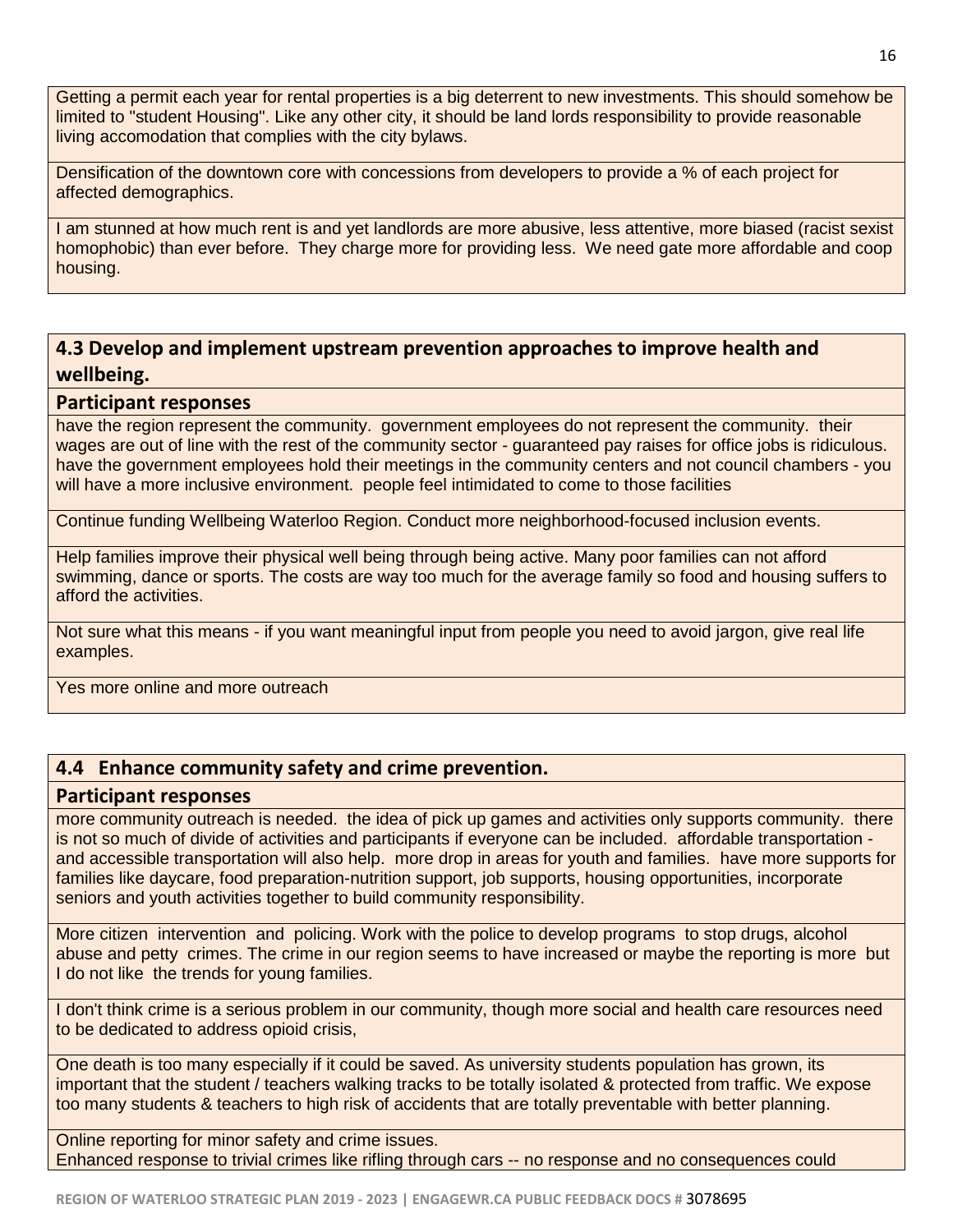Getting a permit each year for rental properties is a big deterrent to new investments. This should somehow be limited to "student Housing". Like any other city, it should be land lords responsibility to provide reasonable living accomodation that complies with the city bylaws.

Densification of the downtown core with concessions from developers to provide a % of each project for affected demographics.

I am stunned at how much rent is and yet landlords are more abusive, less attentive, more biased (racist sexist homophobic) than ever before. They charge more for providing less. We need gate more affordable and coop housing.

## 4.3 Develop and implement upstream prevention approaches to improve health and wellbeing.

### Participant responses

have the region represent the community. government employees do not represent the community. their wages are out of line with the rest of the community sector - guaranteed pay raises for office jobs is ridiculous. have the government employees hold their meetings in the community centers and not council chambers - you will have a more inclusive environment. people feel intimidated to come to those facilities

Continue funding Wellbeing Waterloo Region. Conduct more neighborhood-focused inclusion events.

Help families improve their physical well being through being active. Many poor families can not afford swimming, dance or sports. The costs are way too much for the average family so food and housing suffers to afford the activities.

Not sure what this means - if you want meaningful input from people you need to avoid jargon, give real life examples.

Yes more online and more outreach

## 4.4 Enhance community safety and crime prevention.

### Participant responses

more community outreach is needed. the idea of pick up games and activities only supports community. there is not so much of divide of activities and participants if everyone can be included. affordable transportation - and accessible transportation will also help. more drop in areas for youth and families. have more supports for families like daycare, food preparation-nutrition support, job supports, housing opportunities, incorporate seniors and youth activities together to build community responsibility.

More citizen intervention and policing. Work with the police to develop programs to stop drugs, alcohol abuse and petty crimes. The crime in our region seems to have increased or maybe the reporting is more but I do not like the trends for young families.

I don't think crime is a serious problem in our community, though more social and health care resources need to be dedicated to address opioid crisis,

One death is too many especially if it could be saved. As university students population has grown, its important that the student / teachers walking tracks to be totally isolated & protected from traffic. We expose too many students & teachers to high risk of accidents that are totally preventable with better planning.

Online reporting for minor safety and crime issues.
Enhanced response to trivial crimes like rifling through cars -- no response and no consequences could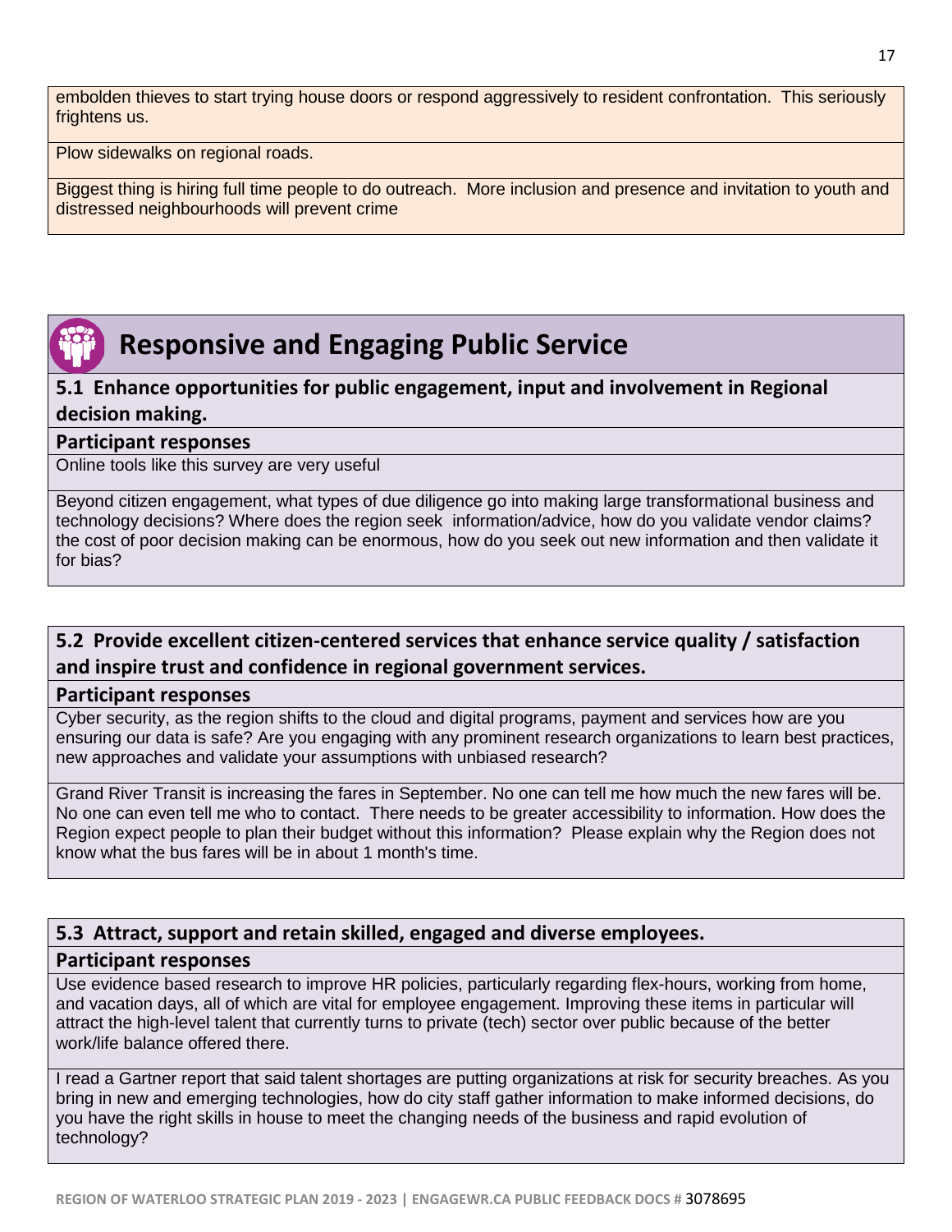embolden thieves to start trying house doors or respond aggressively to resident confrontation. This seriously frightens us.

Plow sidewalks on regional roads.

Biggest thing is hiring full time people to do outreach. More inclusion and presence and invitation to youth and distressed neighbourhoods will prevent crime

# Responsive and Engaging Public Service

## 5.1 Enhance opportunities for public engagement, input and involvement in Regional decision making.

### Participant responses

Online tools like this survey are very useful

Beyond citizen engagement, what types of due diligence go into making large transformational business and technology decisions? Where does the region seek information/advice, how do you validate vendor claims? the cost of poor decision making can be enormous, how do you seek out new information and then validate it for bias?

## 5.2 Provide excellent citizen-centered services that enhance service quality / satisfaction and inspire trust and confidence in regional government services.

### Participant responses

Cyber security, as the region shifts to the cloud and digital programs, payment and services how are you ensuring our data is safe? Are you engaging with any prominent research organizations to learn best practices, new approaches and validate your assumptions with unbiased research?

Grand River Transit is increasing the fares in September. No one can tell me how much the new fares will be. No one can even tell me who to contact. There needs to be greater accessibility to information. How does the Region expect people to plan their budget without this information? Please explain why the Region does not know what the bus fares will be in about 1 month's time.

## 5.3 Attract, support and retain skilled, engaged and diverse employees.

### Participant responses

Use evidence based research to improve HR policies, particularly regarding flex-hours, working from home, and vacation days, all of which are vital for employee engagement. Improving these items in particular will attract the high-level talent that currently turns to private (tech) sector over public because of the better work/life balance offered there.

I read a Gartner report that said talent shortages are putting organizations at risk for security breaches. As you bring in new and emerging technologies, how do city staff gather information to make informed decisions, do you have the right skills in house to meet the changing needs of the business and rapid evolution of technology?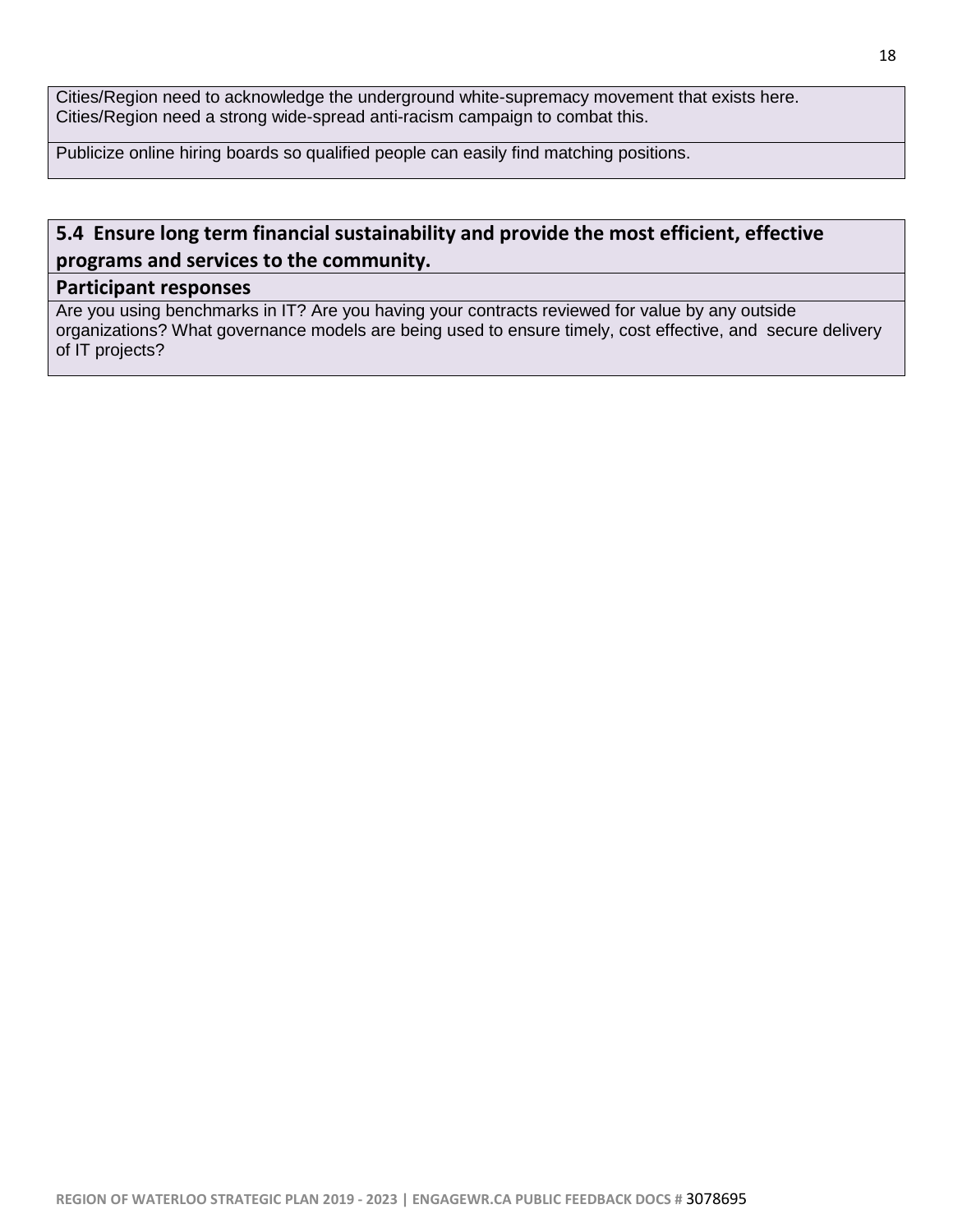Cities/Region need to acknowledge the underground white-supremacy movement that exists here. Cities/Region need a strong wide-spread anti-racism campaign to combat this.

Publicize online hiring boards so qualified people can easily find matching positions.

## 5.4 Ensure long term financial sustainability and provide the most efficient, effective programs and services to the community.

**Participant responses**

Are you using benchmarks in IT? Are you having your contracts reviewed for value by any outside organizations? What governance models are being used to ensure timely, cost effective, and secure delivery of IT projects?